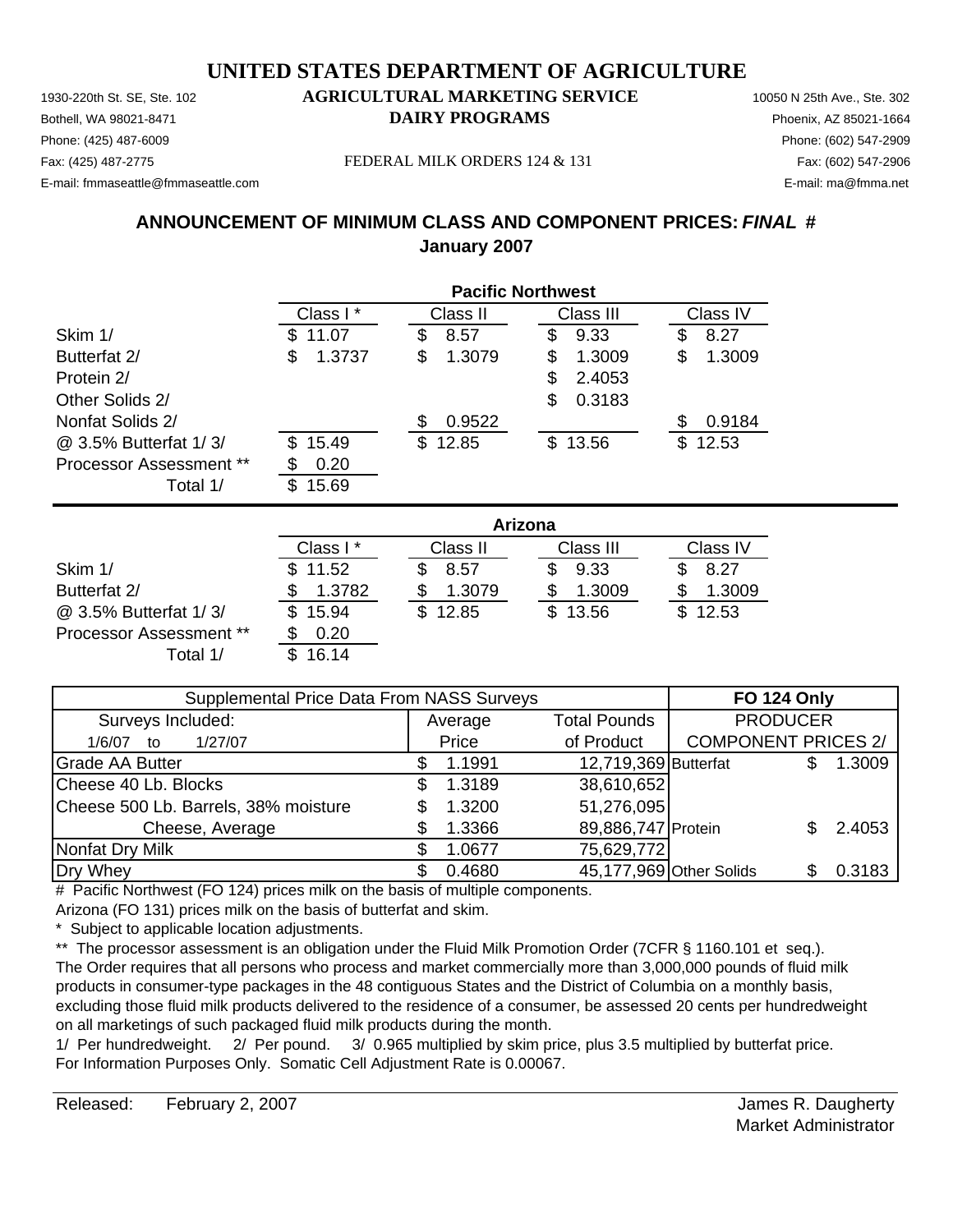# UNITED STATES DEPARTMENT OF AGRICULTURE

## AGRICULTURAL MARKETING SERVICE
## DAIRY PROGRAMS

1930-220th St. SE, Ste. 102
Bothell, WA 98021-8471
Phone: (425) 487-6009
Fax: (425) 487-2775
E-mail: fmmaseattle@fmmaseattle.com

10050 N 25th Ave., Ste. 302
Phoenix, AZ 85021-1664
Phone: (602) 547-2909
Fax: (602) 547-2906
E-mail: ma@fmma.net

FEDERAL MILK ORDERS 124 & 131

### ANNOUNCEMENT OF MINIMUM CLASS AND COMPONENT PRICES: *FINAL* #
### January 2007

**Pacific Northwest**

| | Class I * | Class II | Class III | Class IV |
|---|---|---|---|---|
| Skim 1/ | $ 11.07 | $ 8.57 | $ 9.33 | $ 8.27 |
| Butterfat 2/ | $ 1.3737 | $ 1.3079 | $ 1.3009 | $ 1.3009 |
| Protein 2/ | | | $ 2.4053 | |
| Other Solids 2/ | | | $ 0.3183 | |
| Nonfat Solids 2/ | | $ 0.9522 | | $ 0.9184 |
| @ 3.5% Butterfat 1/ 3/ | $ 15.49 | $ 12.85 | $ 13.56 | $ 12.53 |
| Processor Assessment ** | $ 0.20 | | | |
| Total 1/ | $ 15.69 | | | |

**Arizona**

| | Class I * | Class II | Class III | Class IV |
|---|---|---|---|---|
| Skim 1/ | $ 11.52 | $ 8.57 | $ 9.33 | $ 8.27 |
| Butterfat 2/ | $ 1.3782 | $ 1.3079 | $ 1.3009 | $ 1.3009 |
| @ 3.5% Butterfat 1/ 3/ | $ 15.94 | $ 12.85 | $ 13.56 | $ 12.53 |
| Processor Assessment ** | $ 0.20 | | | |
| Total 1/ | $ 16.14 | | | |

| Supplemental Price Data From NASS Surveys | | | FO 124 Only | |
|---|---|---|---|---|
| Surveys Included: | Average | Total Pounds | PRODUCER | |
| 1/6/07 to 1/27/07 | Price | of Product | COMPONENT PRICES 2/ | |
| Grade AA Butter | $ 1.1991 | 12,719,369 | Butterfat | $ 1.3009 |
| Cheese 40 Lb. Blocks | $ 1.3189 | 38,610,652 | | |
| Cheese 500 Lb. Barrels, 38% moisture | $ 1.3200 | 51,276,095 | | |
| Cheese, Average | $ 1.3366 | 89,886,747 | Protein | $ 2.4053 |
| Nonfat Dry Milk | $ 1.0677 | 75,629,772 | | |
| Dry Whey | $ 0.4680 | 45,177,969 | Other Solids | $ 0.3183 |

# Pacific Northwest (FO 124) prices milk on the basis of multiple components.
Arizona (FO 131) prices milk on the basis of butterfat and skim.
\* Subject to applicable location adjustments.
** The processor assessment is an obligation under the Fluid Milk Promotion Order (7CFR § 1160.101 et seq.). The Order requires that all persons who process and market commercially more than 3,000,000 pounds of fluid milk products in consumer-type packages in the 48 contiguous States and the District of Columbia on a monthly basis, excluding those fluid milk products delivered to the residence of a consumer, be assessed 20 cents per hundredweight on all marketings of such packaged fluid milk products during the month.
1/ Per hundredweight. 2/ Per pound. 3/ 0.965 multiplied by skim price, plus 3.5 multiplied by butterfat price.
For Information Purposes Only. Somatic Cell Adjustment Rate is 0.00067.

Released: February 2, 2007

James R. Daugherty
Market Administrator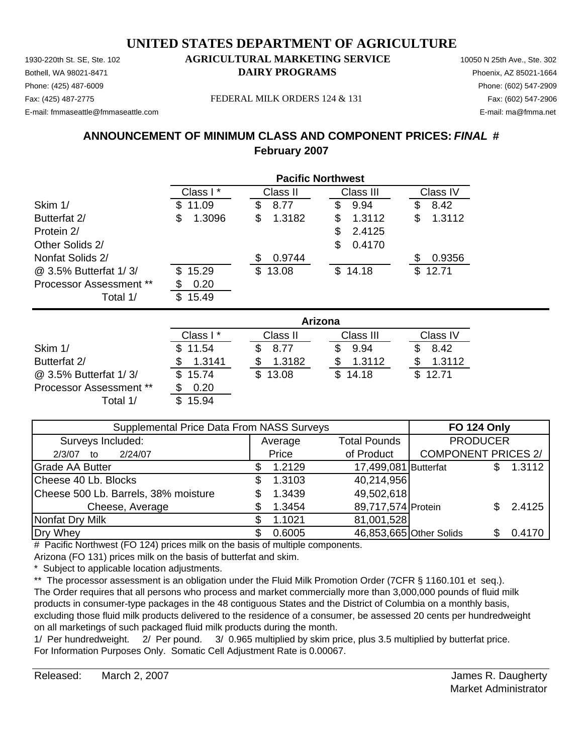# UNITED STATES DEPARTMENT OF AGRICULTURE

## AGRICULTURAL MARKETING SERVICE
## DAIRY PROGRAMS

1930-220th St. SE, Ste. 102
Bothell, WA 98021-8471
Phone: (425) 487-6009
Fax: (425) 487-2775
E-mail: fmmaseattle@fmmaseattle.com

10050 N 25th Ave., Ste. 302
Phoenix, AZ 85021-1664
Phone: (602) 547-2909
Fax: (602) 547-2906
E-mail: ma@fmma.net

FEDERAL MILK ORDERS 124 & 131

### ANNOUNCEMENT OF MINIMUM CLASS AND COMPONENT PRICES: *FINAL* #
### February 2007

**Pacific Northwest**

| | Class I * | Class II | Class III | Class IV |
|---|---|---|---|---|
| Skim 1/ | $ 11.09 | $ 8.77 | $ 9.94 | $ 8.42 |
| Butterfat 2/ | $ 1.3096 | $ 1.3182 | $ 1.3112 | $ 1.3112 |
| Protein 2/ | | | $ 2.4125 | |
| Other Solids 2/ | | | $ 0.4170 | |
| Nonfat Solids 2/ | | $ 0.9744 | | $ 0.9356 |
| @ 3.5% Butterfat 1/ 3/ | $ 15.29 | $ 13.08 | $ 14.18 | $ 12.71 |
| Processor Assessment ** | $ 0.20 | | | |
| Total 1/ | $ 15.49 | | | |

**Arizona**

| | Class I * | Class II | Class III | Class IV |
|---|---|---|---|---|
| Skim 1/ | $ 11.54 | $ 8.77 | $ 9.94 | $ 8.42 |
| Butterfat 2/ | $ 1.3141 | $ 1.3182 | $ 1.3112 | $ 1.3112 |
| @ 3.5% Butterfat 1/ 3/ | $ 15.74 | $ 13.08 | $ 14.18 | $ 12.71 |
| Processor Assessment ** | $ 0.20 | | | |
| Total 1/ | $ 15.94 | | | |

| Supplemental Price Data From NASS Surveys | | | FO 124 Only | |
|---|---|---|---|---|
| Surveys Included: | Average | Total Pounds | PRODUCER | |
| 2/3/07 to 2/24/07 | Price | of Product | COMPONENT PRICES 2/ | |
| Grade AA Butter | $ 1.2129 | 17,499,081 | Butterfat | $ 1.3112 |
| Cheese 40 Lb. Blocks | $ 1.3103 | 40,214,956 | | |
| Cheese 500 Lb. Barrels, 38% moisture | $ 1.3439 | 49,502,618 | | |
| Cheese, Average | $ 1.3454 | 89,717,574 | Protein | $ 2.4125 |
| Nonfat Dry Milk | $ 1.1021 | 81,001,528 | | |
| Dry Whey | $ 0.6005 | 46,853,665 | Other Solids | $ 0.4170 |

\# Pacific Northwest (FO 124) prices milk on the basis of multiple components.
Arizona (FO 131) prices milk on the basis of butterfat and skim.
\* Subject to applicable location adjustments.
\*\* The processor assessment is an obligation under the Fluid Milk Promotion Order (7CFR § 1160.101 et seq.). The Order requires that all persons who process and market commercially more than 3,000,000 pounds of fluid milk products in consumer-type packages in the 48 contiguous States and the District of Columbia on a monthly basis, excluding those fluid milk products delivered to the residence of a consumer, be assessed 20 cents per hundredweight on all marketings of such packaged fluid milk products during the month.
1/ Per hundredweight. 2/ Per pound. 3/ 0.965 multiplied by skim price, plus 3.5 multiplied by butterfat price.
For Information Purposes Only. Somatic Cell Adjustment Rate is 0.00067.

Released: March 2, 2007

James R. Daugherty
Market Administrator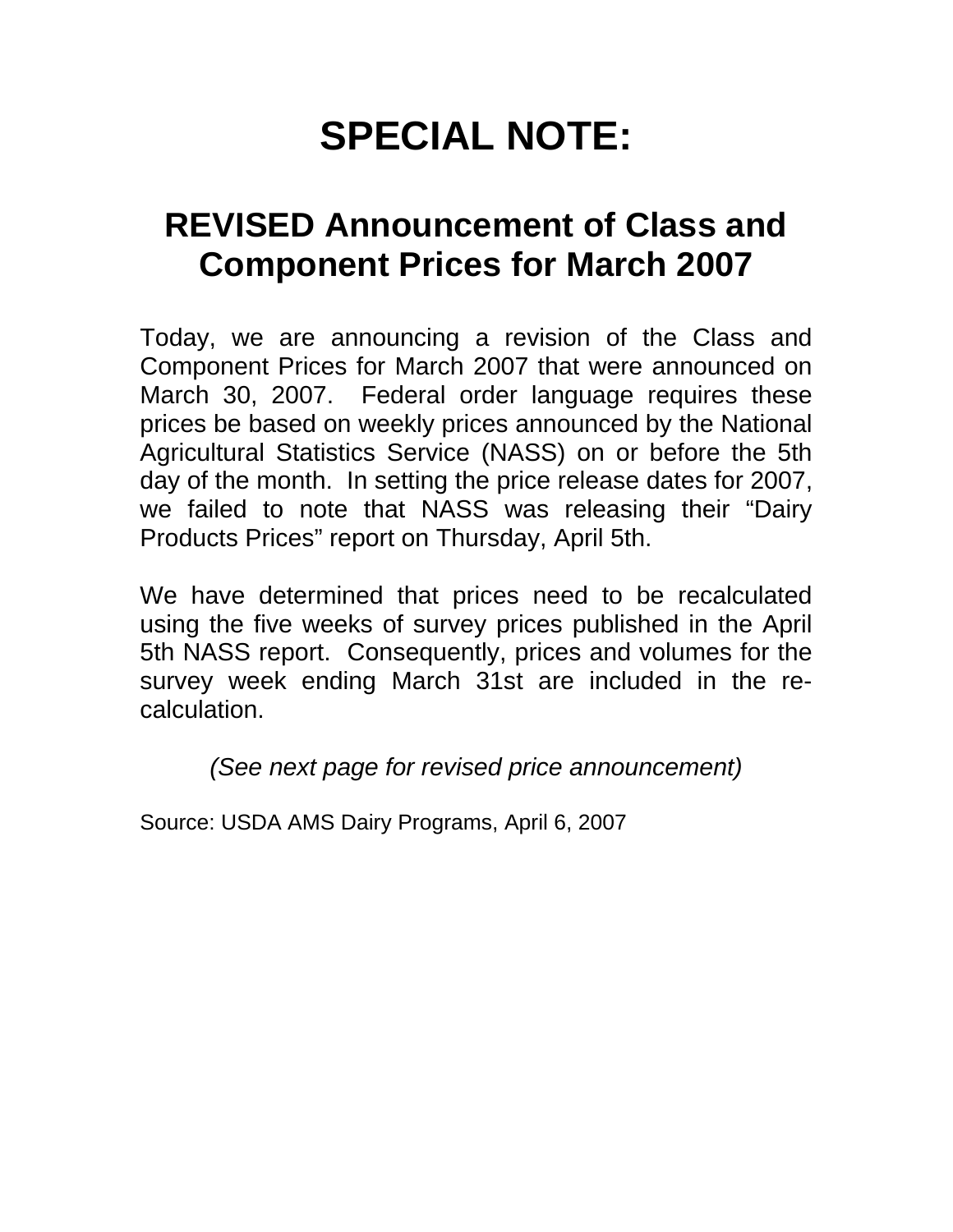# SPECIAL NOTE:

## REVISED Announcement of Class and Component Prices for March 2007

Today, we are announcing a revision of the Class and Component Prices for March 2007 that were announced on March 30, 2007. Federal order language requires these prices be based on weekly prices announced by the National Agricultural Statistics Service (NASS) on or before the 5th day of the month. In setting the price release dates for 2007, we failed to note that NASS was releasing their “Dairy Products Prices” report on Thursday, April 5th.

We have determined that prices need to be recalculated using the five weeks of survey prices published in the April 5th NASS report. Consequently, prices and volumes for the survey week ending March 31st are included in the re-calculation.

*(See next page for revised price announcement)*

Source: USDA AMS Dairy Programs, April 6, 2007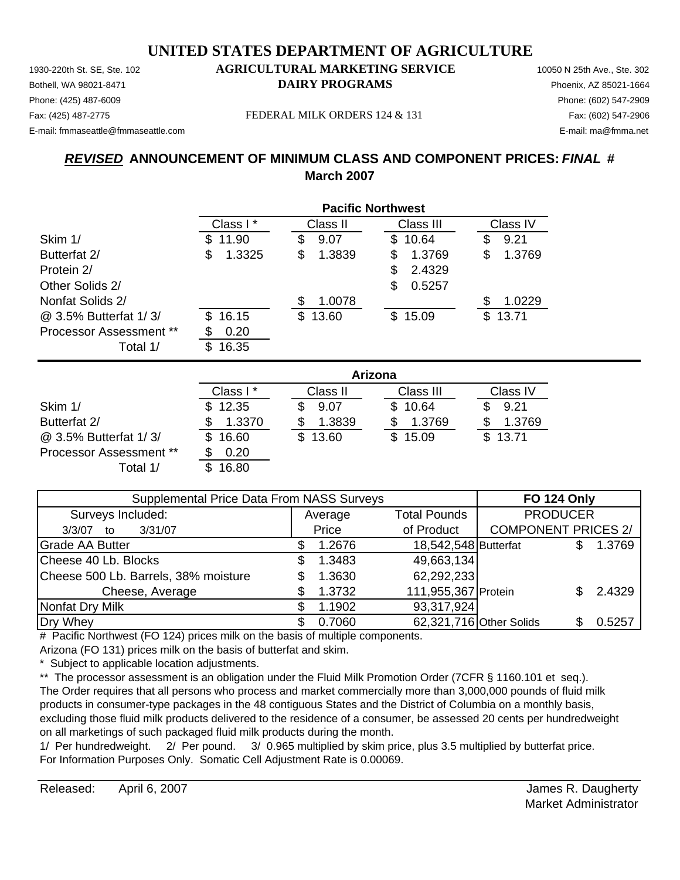# UNITED STATES DEPARTMENT OF AGRICULTURE

## AGRICULTURAL MARKETING SERVICE
## DAIRY PROGRAMS

1930-220th St. SE, Ste. 102
Bothell, WA 98021-8471
Phone: (425) 487-6009
Fax: (425) 487-2775
E-mail: fmmaseattle@fmmaseattle.com

10050 N 25th Ave., Ste. 302
Phoenix, AZ 85021-1664
Phone: (602) 547-2909
Fax: (602) 547-2906
E-mail: ma@fmma.net

FEDERAL MILK ORDERS 124 & 131

## ***REVISED*** ANNOUNCEMENT OF MINIMUM CLASS AND COMPONENT PRICES: ***FINAL*** #
## March 2007

| | Pacific Northwest | | | |
|---|---|---|---|---|
| | Class I * | Class II | Class III | Class IV |
| Skim 1/ | $ 11.90 | $ 9.07 | $ 10.64 | $ 9.21 |
| Butterfat 2/ | $ 1.3325 | $ 1.3839 | $ 1.3769 | $ 1.3769 |
| Protein 2/ | | | $ 2.4329 | |
| Other Solids 2/ | | | $ 0.5257 | |
| Nonfat Solids 2/ | | $ 1.0078 | | $ 1.0229 |
| @ 3.5% Butterfat 1/ 3/ | $ 16.15 | $ 13.60 | $ 15.09 | $ 13.71 |
| Processor Assessment ** | $ 0.20 | | | |
| Total 1/ | $ 16.35 | | | |

| | Arizona | | | |
|---|---|---|---|---|
| | Class I * | Class II | Class III | Class IV |
| Skim 1/ | $ 12.35 | $ 9.07 | $ 10.64 | $ 9.21 |
| Butterfat 2/ | $ 1.3370 | $ 1.3839 | $ 1.3769 | $ 1.3769 |
| @ 3.5% Butterfat 1/ 3/ | $ 16.60 | $ 13.60 | $ 15.09 | $ 13.71 |
| Processor Assessment ** | $ 0.20 | | | |
| Total 1/ | $ 16.80 | | | |

| Supplemental Price Data From NASS Surveys | | | FO 124 Only | |
|---|---|---|---|---|
| Surveys Included: | Average | Total Pounds | PRODUCER | |
| 3/3/07 to 3/31/07 | Price | of Product | COMPONENT PRICES 2/ | |
| Grade AA Butter | $ 1.2676 | 18,542,548 | Butterfat | $ 1.3769 |
| Cheese 40 Lb. Blocks | $ 1.3483 | 49,663,134 | | |
| Cheese 500 Lb. Barrels, 38% moisture | $ 1.3630 | 62,292,233 | | |
| Cheese, Average | $ 1.3732 | 111,955,367 | Protein | $ 2.4329 |
| Nonfat Dry Milk | $ 1.1902 | 93,317,924 | | |
| Dry Whey | $ 0.7060 | 62,321,716 | Other Solids | $ 0.5257 |

\# Pacific Northwest (FO 124) prices milk on the basis of multiple components.
Arizona (FO 131) prices milk on the basis of butterfat and skim.

\* Subject to applicable location adjustments.

\** The processor assessment is an obligation under the Fluid Milk Promotion Order (7CFR § 1160.101 et seq.). The Order requires that all persons who process and market commercially more than 3,000,000 pounds of fluid milk products in consumer-type packages in the 48 contiguous States and the District of Columbia on a monthly basis, excluding those fluid milk products delivered to the residence of a consumer, be assessed 20 cents per hundredweight on all marketings of such packaged fluid milk products during the month.

1/ Per hundredweight. 2/ Per pound. 3/ 0.965 multiplied by skim price, plus 3.5 multiplied by butterfat price.
For Information Purposes Only. Somatic Cell Adjustment Rate is 0.00069.

Released: April 6, 2007

James R. Daugherty
Market Administrator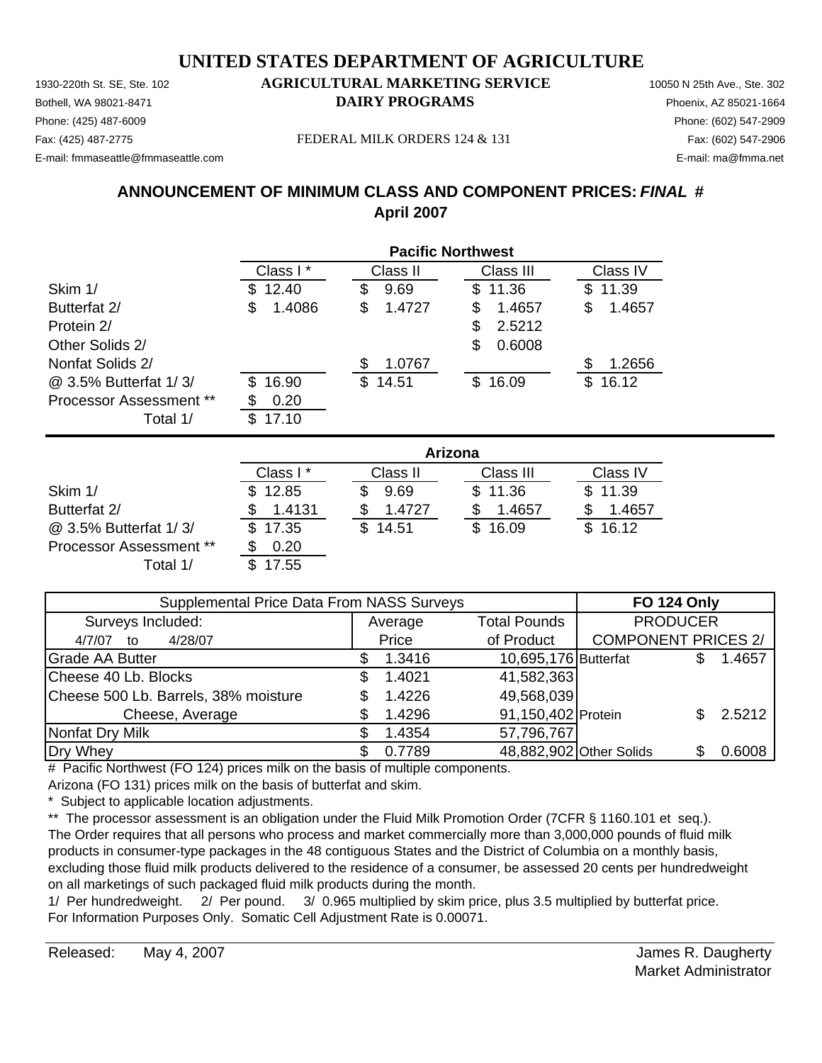# UNITED STATES DEPARTMENT OF AGRICULTURE

1930-220th St. SE, Ste. 102
Bothell, WA 98021-8471
Phone: (425) 487-6009
Fax: (425) 487-2775
E-mail: fmmaseattle@fmmaseattle.com

**AGRICULTURAL MARKETING SERVICE**
**DAIRY PROGRAMS**

FEDERAL MILK ORDERS 124 & 131

10050 N 25th Ave., Ste. 302
Phoenix, AZ 85021-1664
Phone: (602) 547-2909
Fax: (602) 547-2906
E-mail: ma@fmma.net

## ANNOUNCEMENT OF MINIMUM CLASS AND COMPONENT PRICES: *FINAL* #
## April 2007

| | Pacific Northwest | | | |
|---|---|---|---|---|
| | Class I * | Class II | Class III | Class IV |
| Skim 1/ | $ 12.40 | $ 9.69 | $ 11.36 | $ 11.39 |
| Butterfat 2/ | $ 1.4086 | $ 1.4727 | $ 1.4657 | $ 1.4657 |
| Protein 2/ | | | $ 2.5212 | |
| Other Solids 2/ | | | $ 0.6008 | |
| Nonfat Solids 2/ | | $ 1.0767 | | $ 1.2656 |
| @ 3.5% Butterfat 1/ 3/ | $ 16.90 | $ 14.51 | $ 16.09 | $ 16.12 |
| Processor Assessment ** | $ 0.20 | | | |
| Total 1/ | $ 17.10 | | | |

| | Arizona | | | |
|---|---|---|---|---|
| | Class I * | Class II | Class III | Class IV |
| Skim 1/ | $ 12.85 | $ 9.69 | $ 11.36 | $ 11.39 |
| Butterfat 2/ | $ 1.4131 | $ 1.4727 | $ 1.4657 | $ 1.4657 |
| @ 3.5% Butterfat 1/ 3/ | $ 17.35 | $ 14.51 | $ 16.09 | $ 16.12 |
| Processor Assessment ** | $ 0.20 | | | |
| Total 1/ | $ 17.55 | | | |

| Supplemental Price Data From NASS Surveys | | | FO 124 Only | |
|---|---|---|---|---|
| Surveys Included: | Average | Total Pounds | PRODUCER | |
| 4/7/07 to 4/28/07 | Price | of Product | COMPONENT PRICES 2/ | |
| Grade AA Butter | $ 1.3416 | 10,695,176 | Butterfat | $ 1.4657 |
| Cheese 40 Lb. Blocks | $ 1.4021 | 41,582,363 | | |
| Cheese 500 Lb. Barrels, 38% moisture | $ 1.4226 | 49,568,039 | | |
| Cheese, Average | $ 1.4296 | 91,150,402 | Protein | $ 2.5212 |
| Nonfat Dry Milk | $ 1.4354 | 57,796,767 | | |
| Dry Whey | $ 0.7789 | 48,882,902 | Other Solids | $ 0.6008 |

# Pacific Northwest (FO 124) prices milk on the basis of multiple components.
Arizona (FO 131) prices milk on the basis of butterfat and skim.
* Subject to applicable location adjustments.
** The processor assessment is an obligation under the Fluid Milk Promotion Order (7CFR § 1160.101 et seq.). The Order requires that all persons who process and market commercially more than 3,000,000 pounds of fluid milk products in consumer-type packages in the 48 contiguous States and the District of Columbia on a monthly basis, excluding those fluid milk products delivered to the residence of a consumer, be assessed 20 cents per hundredweight on all marketings of such packaged fluid milk products during the month.
1/ Per hundredweight. 2/ Per pound. 3/ 0.965 multiplied by skim price, plus 3.5 multiplied by butterfat price.
For Information Purposes Only. Somatic Cell Adjustment Rate is 0.00071.

Released: May 4, 2007

James R. Daugherty
Market Administrator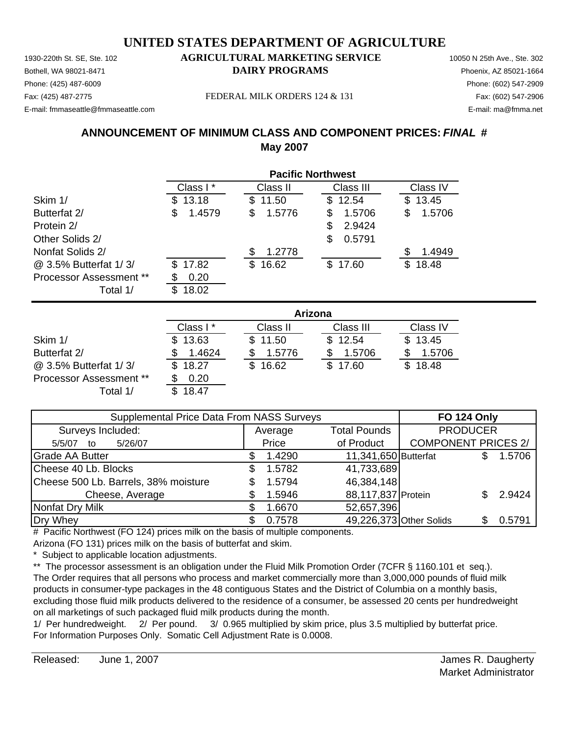# UNITED STATES DEPARTMENT OF AGRICULTURE

**AGRICULTURAL MARKETING SERVICE**
**DAIRY PROGRAMS**

1930-220th St. SE, Ste. 102
Bothell, WA 98021-8471
Phone: (425) 487-6009
Fax: (425) 487-2775
E-mail: fmmaseattle@fmmaseattle.com

10050 N 25th Ave., Ste. 302
Phoenix, AZ 85021-1664
Phone: (602) 547-2909
Fax: (602) 547-2906
E-mail: ma@fmma.net

FEDERAL MILK ORDERS 124 & 131

## ANNOUNCEMENT OF MINIMUM CLASS AND COMPONENT PRICES: *FINAL* #
## May 2007

| | Pacific Northwest | | | |
|---|---|---|---|---|
| | Class I * | Class II | Class III | Class IV |
| Skim 1/ | $ 13.18 | $ 11.50 | $ 12.54 | $ 13.45 |
| Butterfat 2/ | $ 1.4579 | $ 1.5776 | $ 1.5706 | $ 1.5706 |
| Protein 2/ | | | $ 2.9424 | |
| Other Solids 2/ | | | $ 0.5791 | |
| Nonfat Solids 2/ | | $ 1.2778 | | $ 1.4949 |
| @ 3.5% Butterfat 1/ 3/ | $ 17.82 | $ 16.62 | $ 17.60 | $ 18.48 |
| Processor Assessment ** | $ 0.20 | | | |
| Total 1/ | $ 18.02 | | | |

| | Arizona | | | |
|---|---|---|---|---|
| | Class I * | Class II | Class III | Class IV |
| Skim 1/ | $ 13.63 | $ 11.50 | $ 12.54 | $ 13.45 |
| Butterfat 2/ | $ 1.4624 | $ 1.5776 | $ 1.5706 | $ 1.5706 |
| @ 3.5% Butterfat 1/ 3/ | $ 18.27 | $ 16.62 | $ 17.60 | $ 18.48 |
| Processor Assessment ** | $ 0.20 | | | |
| Total 1/ | $ 18.47 | | | |

| Supplemental Price Data From NASS Surveys | | | FO 124 Only | |
|---|---|---|---|---|
| Surveys Included: | Average | Total Pounds | PRODUCER | |
| 5/5/07 to 5/26/07 | Price | of Product | COMPONENT PRICES 2/ | |
| Grade AA Butter | $ 1.4290 | 11,341,650 | Butterfat | $ 1.5706 |
| Cheese 40 Lb. Blocks | $ 1.5782 | 41,733,689 | | |
| Cheese 500 Lb. Barrels, 38% moisture | $ 1.5794 | 46,384,148 | | |
| Cheese, Average | $ 1.5946 | 88,117,837 | Protein | $ 2.9424 |
| Nonfat Dry Milk | $ 1.6670 | 52,657,396 | | |
| Dry Whey | $ 0.7578 | 49,226,373 | Other Solids | $ 0.5791 |

# Pacific Northwest (FO 124) prices milk on the basis of multiple components.
Arizona (FO 131) prices milk on the basis of butterfat and skim.
* Subject to applicable location adjustments.
** The processor assessment is an obligation under the Fluid Milk Promotion Order (7CFR § 1160.101 et seq.). The Order requires that all persons who process and market commercially more than 3,000,000 pounds of fluid milk products in consumer-type packages in the 48 contiguous States and the District of Columbia on a monthly basis, excluding those fluid milk products delivered to the residence of a consumer, be assessed 20 cents per hundredweight on all marketings of such packaged fluid milk products during the month.
1/ Per hundredweight. 2/ Per pound. 3/ 0.965 multiplied by skim price, plus 3.5 multiplied by butterfat price.
For Information Purposes Only. Somatic Cell Adjustment Rate is 0.0008.

Released: June 1, 2007

James R. Daugherty
Market Administrator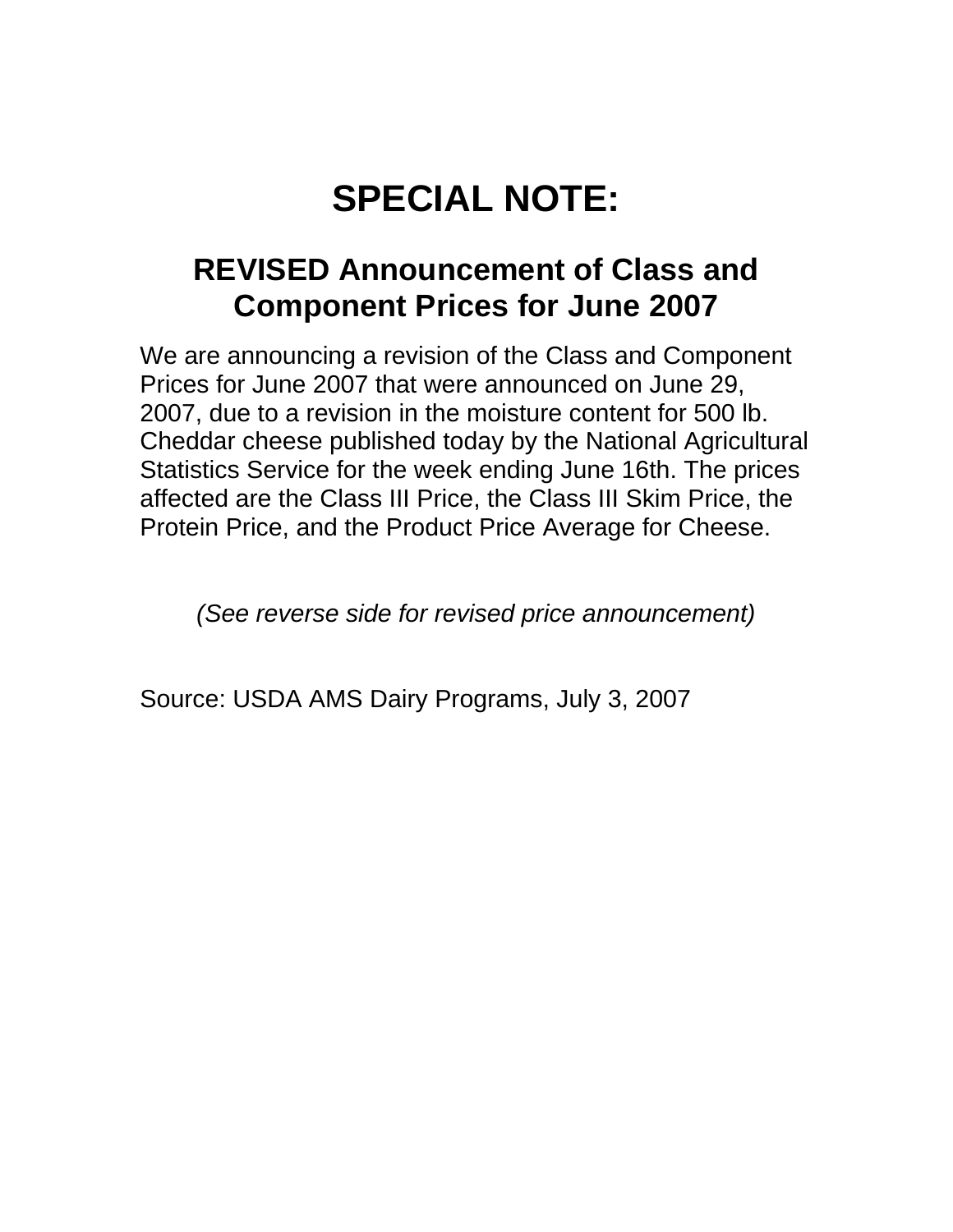# SPECIAL NOTE:

## REVISED Announcement of Class and Component Prices for June 2007

We are announcing a revision of the Class and Component Prices for June 2007 that were announced on June 29, 2007, due to a revision in the moisture content for 500 lb. Cheddar cheese published today by the National Agricultural Statistics Service for the week ending June 16th. The prices affected are the Class III Price, the Class III Skim Price, the Protein Price, and the Product Price Average for Cheese.

*(See reverse side for revised price announcement)*

Source: USDA AMS Dairy Programs, July 3, 2007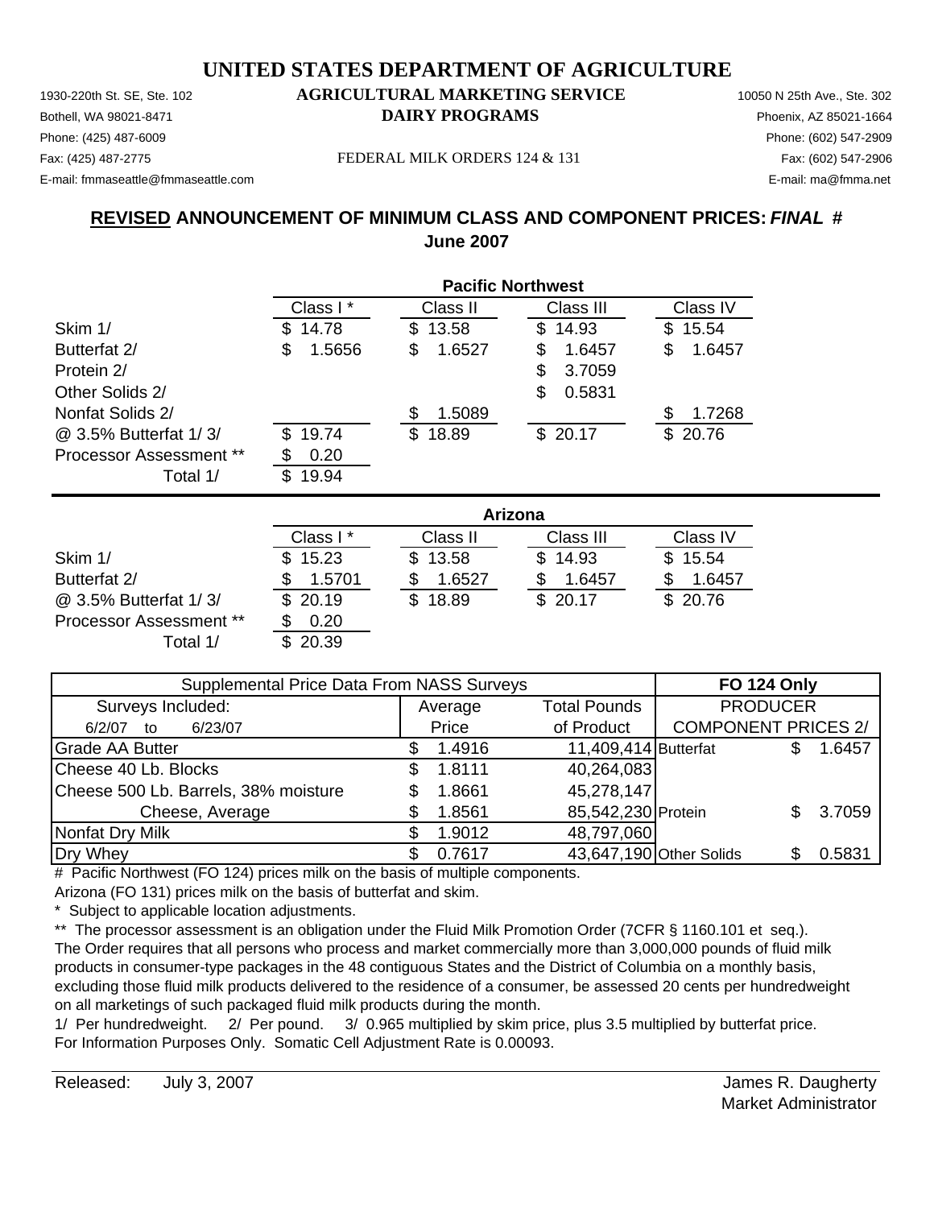# UNITED STATES DEPARTMENT OF AGRICULTURE

1930-220th St. SE, Ste. 102
Bothell, WA 98021-8471
Phone: (425) 487-6009
Fax: (425) 487-2775
E-mail: fmmaseattle@fmmaseattle.com

**AGRICULTURAL MARKETING SERVICE**
**DAIRY PROGRAMS**

FEDERAL MILK ORDERS 124 & 131

10050 N 25th Ave., Ste. 302
Phoenix, AZ 85021-1664
Phone: (602) 547-2909
Fax: (602) 547-2906
E-mail: ma@fmma.net

## **REVISED** ANNOUNCEMENT OF MINIMUM CLASS AND COMPONENT PRICES: *FINAL* #
## June 2007

| | Pacific Northwest | | | |
|---|---|---|---|---|
| | Class I * | Class II | Class III | Class IV |
| Skim 1/ | $ 14.78 | $ 13.58 | $ 14.93 | $ 15.54 |
| Butterfat 2/ | $ 1.5656 | $ 1.6527 | $ 1.6457 | $ 1.6457 |
| Protein 2/ | | | $ 3.7059 | |
| Other Solids 2/ | | | $ 0.5831 | |
| Nonfat Solids 2/ | | $ 1.5089 | | $ 1.7268 |
| @ 3.5% Butterfat 1/ 3/ | $ 19.74 | $ 18.89 | $ 20.17 | $ 20.76 |
| Processor Assessment ** | $ 0.20 | | | |
| Total 1/ | $ 19.94 | | | |

| | Arizona | | | |
|---|---|---|---|---|
| | Class I * | Class II | Class III | Class IV |
| Skim 1/ | $ 15.23 | $ 13.58 | $ 14.93 | $ 15.54 |
| Butterfat 2/ | $ 1.5701 | $ 1.6527 | $ 1.6457 | $ 1.6457 |
| @ 3.5% Butterfat 1/ 3/ | $ 20.19 | $ 18.89 | $ 20.17 | $ 20.76 |
| Processor Assessment ** | $ 0.20 | | | |
| Total 1/ | $ 20.39 | | | |

| Supplemental Price Data From NASS Surveys | | | FO 124 Only | |
|---|---|---|---|---|
| Surveys Included: | Average | Total Pounds | PRODUCER | |
| 6/2/07 to 6/23/07 | Price | of Product | COMPONENT PRICES 2/ | |
| Grade AA Butter | $ 1.4916 | 11,409,414 | Butterfat | $ 1.6457 |
| Cheese 40 Lb. Blocks | $ 1.8111 | 40,264,083 | | |
| Cheese 500 Lb. Barrels, 38% moisture | $ 1.8661 | 45,278,147 | | |
| Cheese, Average | $ 1.8561 | 85,542,230 | Protein | $ 3.7059 |
| Nonfat Dry Milk | $ 1.9012 | 48,797,060 | | |
| Dry Whey | $ 0.7617 | 43,647,190 | Other Solids | $ 0.5831 |

# Pacific Northwest (FO 124) prices milk on the basis of multiple components.
Arizona (FO 131) prices milk on the basis of butterfat and skim.

\* Subject to applicable location adjustments.

** The processor assessment is an obligation under the Fluid Milk Promotion Order (7CFR § 1160.101 et seq.). The Order requires that all persons who process and market commercially more than 3,000,000 pounds of fluid milk products in consumer-type packages in the 48 contiguous States and the District of Columbia on a monthly basis, excluding those fluid milk products delivered to the residence of a consumer, be assessed 20 cents per hundredweight on all marketings of such packaged fluid milk products during the month.

1/ Per hundredweight. 2/ Per pound. 3/ 0.965 multiplied by skim price, plus 3.5 multiplied by butterfat price.
For Information Purposes Only. Somatic Cell Adjustment Rate is 0.00093.

Released: July 3, 2007

James R. Daugherty
Market Administrator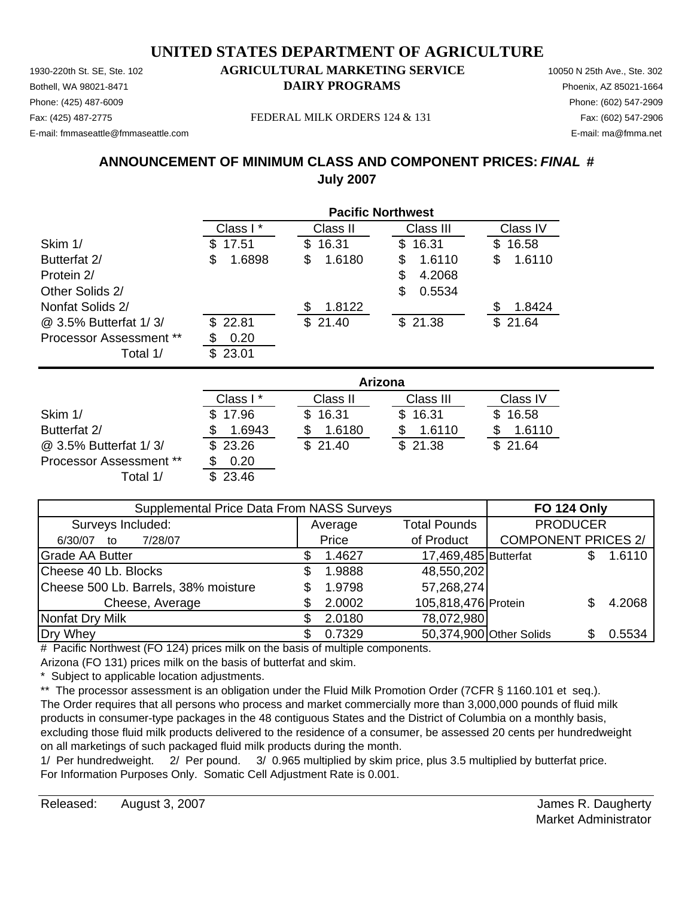# UNITED STATES DEPARTMENT OF AGRICULTURE

## AGRICULTURAL MARKETING SERVICE
## DAIRY PROGRAMS

1930-220th St. SE, Ste. 102
Bothell, WA 98021-8471
Phone: (425) 487-6009
Fax: (425) 487-2775
E-mail: fmmaseattle@fmmaseattle.com

10050 N 25th Ave., Ste. 302
Phoenix, AZ 85021-1664
Phone: (602) 547-2909
Fax: (602) 547-2906
E-mail: ma@fmma.net

FEDERAL MILK ORDERS 124 & 131

## ANNOUNCEMENT OF MINIMUM CLASS AND COMPONENT PRICES: *FINAL* #
## July 2007

**Pacific Northwest**

| | Class I * | Class II | Class III | Class IV |
|---|---|---|---|---|
| Skim 1/ | $ 17.51 | $ 16.31 | $ 16.31 | $ 16.58 |
| Butterfat 2/ | $ 1.6898 | $ 1.6180 | $ 1.6110 | $ 1.6110 |
| Protein 2/ | | | $ 4.2068 | |
| Other Solids 2/ | | | $ 0.5534 | |
| Nonfat Solids 2/ | | $ 1.8122 | | $ 1.8424 |
| @ 3.5% Butterfat 1/ 3/ | $ 22.81 | $ 21.40 | $ 21.38 | $ 21.64 |
| Processor Assessment ** | $ 0.20 | | | |
| Total 1/ | $ 23.01 | | | |

**Arizona**

| | Class I * | Class II | Class III | Class IV |
|---|---|---|---|---|
| Skim 1/ | $ 17.96 | $ 16.31 | $ 16.31 | $ 16.58 |
| Butterfat 2/ | $ 1.6943 | $ 1.6180 | $ 1.6110 | $ 1.6110 |
| @ 3.5% Butterfat 1/ 3/ | $ 23.26 | $ 21.40 | $ 21.38 | $ 21.64 |
| Processor Assessment ** | $ 0.20 | | | |
| Total 1/ | $ 23.46 | | | |

| Supplemental Price Data From NASS Surveys | | | FO 124 Only | |
|---|---|---|---|---|
| Surveys Included: | Average | Total Pounds | PRODUCER | |
| 6/30/07 to 7/28/07 | Price | of Product | COMPONENT PRICES 2/ | |
| Grade AA Butter | $ 1.4627 | 17,469,485 | Butterfat | $ 1.6110 |
| Cheese 40 Lb. Blocks | $ 1.9888 | 48,550,202 | | |
| Cheese 500 Lb. Barrels, 38% moisture | $ 1.9798 | 57,268,274 | | |
| Cheese, Average | $ 2.0002 | 105,818,476 | Protein | $ 4.2068 |
| Nonfat Dry Milk | $ 2.0180 | 78,072,980 | | |
| Dry Whey | $ 0.7329 | 50,374,900 | Other Solids | $ 0.5534 |

\# Pacific Northwest (FO 124) prices milk on the basis of multiple components.
Arizona (FO 131) prices milk on the basis of butterfat and skim.
\* Subject to applicable location adjustments.
\*\* The processor assessment is an obligation under the Fluid Milk Promotion Order (7CFR § 1160.101 et seq.). The Order requires that all persons who process and market commercially more than 3,000,000 pounds of fluid milk products in consumer-type packages in the 48 contiguous States and the District of Columbia on a monthly basis, excluding those fluid milk products delivered to the residence of a consumer, be assessed 20 cents per hundredweight on all marketings of such packaged fluid milk products during the month.
1/ Per hundredweight. 2/ Per pound. 3/ 0.965 multiplied by skim price, plus 3.5 multiplied by butterfat price.
For Information Purposes Only. Somatic Cell Adjustment Rate is 0.001.

Released: August 3, 2007

James R. Daugherty
Market Administrator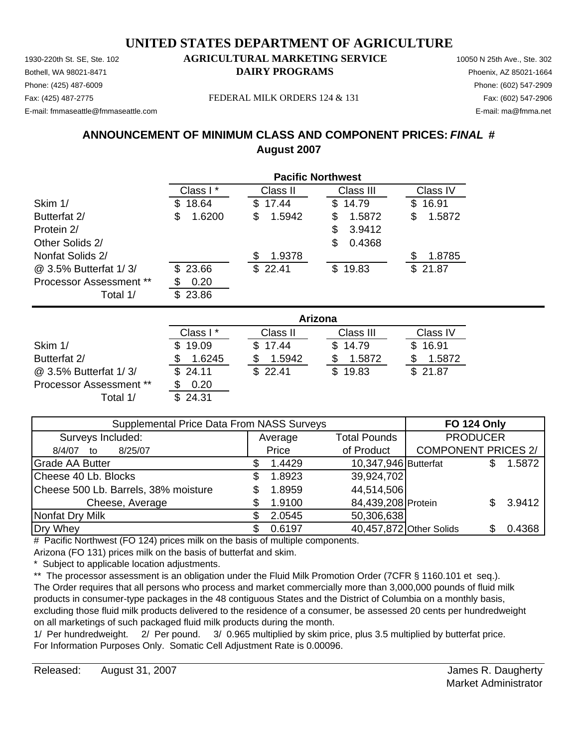# UNITED STATES DEPARTMENT OF AGRICULTURE

1930-220th St. SE, Ste. 102
Bothell, WA 98021-8471
Phone: (425) 487-6009
Fax: (425) 487-2775
E-mail: fmmaseattle@fmmaseattle.com

**AGRICULTURAL MARKETING SERVICE**
**DAIRY PROGRAMS**

FEDERAL MILK ORDERS 124 & 131

10050 N 25th Ave., Ste. 302
Phoenix, AZ 85021-1664
Phone: (602) 547-2909
Fax: (602) 547-2906
E-mail: ma@fmma.net

## ANNOUNCEMENT OF MINIMUM CLASS AND COMPONENT PRICES: *FINAL* #
## August 2007

| | Pacific Northwest | | | |
|---|---|---|---|---|
| | Class I * | Class II | Class III | Class IV |
| Skim 1/ | $ 18.64 | $ 17.44 | $ 14.79 | $ 16.91 |
| Butterfat 2/ | $ 1.6200 | $ 1.5942 | $ 1.5872 | $ 1.5872 |
| Protein 2/ | | | $ 3.9412 | |
| Other Solids 2/ | | | $ 0.4368 | |
| Nonfat Solids 2/ | | $ 1.9378 | | $ 1.8785 |
| @ 3.5% Butterfat 1/ 3/ | $ 23.66 | $ 22.41 | $ 19.83 | $ 21.87 |
| Processor Assessment ** | $ 0.20 | | | |
| Total 1/ | $ 23.86 | | | |

| | Arizona | | | |
|---|---|---|---|---|
| | Class I * | Class II | Class III | Class IV |
| Skim 1/ | $ 19.09 | $ 17.44 | $ 14.79 | $ 16.91 |
| Butterfat 2/ | $ 1.6245 | $ 1.5942 | $ 1.5872 | $ 1.5872 |
| @ 3.5% Butterfat 1/ 3/ | $ 24.11 | $ 22.41 | $ 19.83 | $ 21.87 |
| Processor Assessment ** | $ 0.20 | | | |
| Total 1/ | $ 24.31 | | | |

| Supplemental Price Data From NASS Surveys | | | FO 124 Only | |
|---|---|---|---|---|
| Surveys Included: | Average | Total Pounds | PRODUCER | |
| 8/4/07 to 8/25/07 | Price | of Product | COMPONENT PRICES 2/ | |
| Grade AA Butter | $ 1.4429 | 10,347,946 | Butterfat | $ 1.5872 |
| Cheese 40 Lb. Blocks | $ 1.8923 | 39,924,702 | | |
| Cheese 500 Lb. Barrels, 38% moisture | $ 1.8959 | 44,514,506 | | |
| Cheese, Average | $ 1.9100 | 84,439,208 | Protein | $ 3.9412 |
| Nonfat Dry Milk | $ 2.0545 | 50,306,638 | | |
| Dry Whey | $ 0.6197 | 40,457,872 | Other Solids | $ 0.4368 |

# Pacific Northwest (FO 124) prices milk on the basis of multiple components.
Arizona (FO 131) prices milk on the basis of butterfat and skim.
\* Subject to applicable location adjustments.
** The processor assessment is an obligation under the Fluid Milk Promotion Order (7CFR § 1160.101 et seq.). The Order requires that all persons who process and market commercially more than 3,000,000 pounds of fluid milk products in consumer-type packages in the 48 contiguous States and the District of Columbia on a monthly basis, excluding those fluid milk products delivered to the residence of a consumer, be assessed 20 cents per hundredweight on all marketings of such packaged fluid milk products during the month.
1/ Per hundredweight. 2/ Per pound. 3/ 0.965 multiplied by skim price, plus 3.5 multiplied by butterfat price.
For Information Purposes Only. Somatic Cell Adjustment Rate is 0.00096.

Released: August 31, 2007

James R. Daugherty
Market Administrator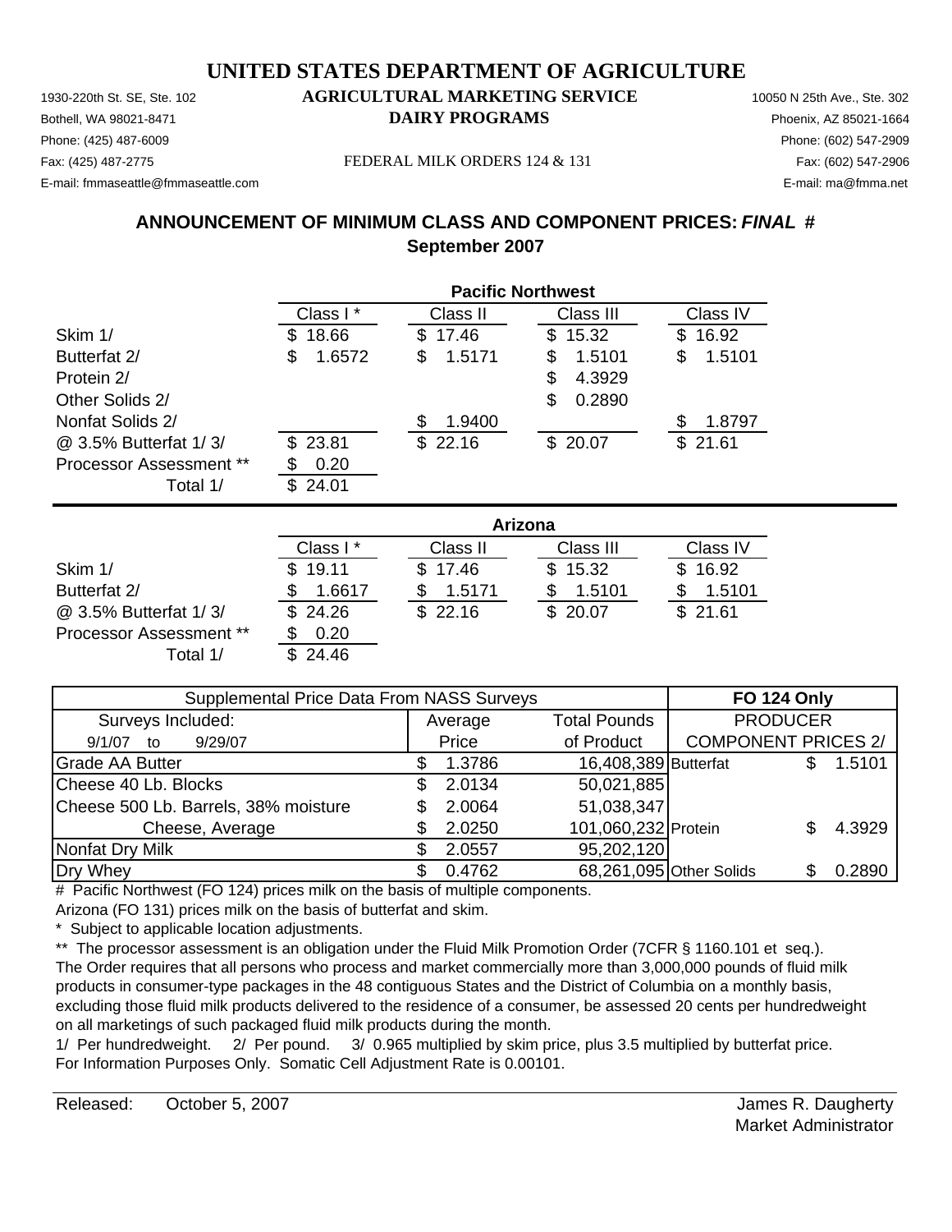# UNITED STATES DEPARTMENT OF AGRICULTURE

## AGRICULTURAL MARKETING SERVICE
## DAIRY PROGRAMS

1930-220th St. SE, Ste. 102
Bothell, WA 98021-8471
Phone: (425) 487-6009
Fax: (425) 487-2775
E-mail: fmmaseattle@fmmaseattle.com

FEDERAL MILK ORDERS 124 & 131

10050 N 25th Ave., Ste. 302
Phoenix, AZ 85021-1664
Phone: (602) 547-2909
Fax: (602) 547-2906
E-mail: ma@fmma.net

## ANNOUNCEMENT OF MINIMUM CLASS AND COMPONENT PRICES: *FINAL* #
## September 2007

| | Pacific Northwest | | | |
|---|---|---|---|---|
| | Class I * | Class II | Class III | Class IV |
| Skim 1/ | $ 18.66 | $ 17.46 | $ 15.32 | $ 16.92 |
| Butterfat 2/ | $ 1.6572 | $ 1.5171 | $ 1.5101 | $ 1.5101 |
| Protein 2/ | | | $ 4.3929 | |
| Other Solids 2/ | | | $ 0.2890 | |
| Nonfat Solids 2/ | | $ 1.9400 | | $ 1.8797 |
| @ 3.5% Butterfat 1/ 3/ | $ 23.81 | $ 22.16 | $ 20.07 | $ 21.61 |
| Processor Assessment ** | $ 0.20 | | | |
| Total 1/ | $ 24.01 | | | |

| | Arizona | | | |
|---|---|---|---|---|
| | Class I * | Class II | Class III | Class IV |
| Skim 1/ | $ 19.11 | $ 17.46 | $ 15.32 | $ 16.92 |
| Butterfat 2/ | $ 1.6617 | $ 1.5171 | $ 1.5101 | $ 1.5101 |
| @ 3.5% Butterfat 1/ 3/ | $ 24.26 | $ 22.16 | $ 20.07 | $ 21.61 |
| Processor Assessment ** | $ 0.20 | | | |
| Total 1/ | $ 24.46 | | | |

| Supplemental Price Data From NASS Surveys | | | FO 124 Only | |
|---|---|---|---|---|
| Surveys Included: | Average | Total Pounds | PRODUCER | |
| 9/1/07 to 9/29/07 | Price | of Product | COMPONENT PRICES 2/ | |
| Grade AA Butter | $ 1.3786 | 16,408,389 | Butterfat | $ 1.5101 |
| Cheese 40 Lb. Blocks | $ 2.0134 | 50,021,885 | | |
| Cheese 500 Lb. Barrels, 38% moisture | $ 2.0064 | 51,038,347 | | |
| Cheese, Average | $ 2.0250 | 101,060,232 | Protein | $ 4.3929 |
| Nonfat Dry Milk | $ 2.0557 | 95,202,120 | | |
| Dry Whey | $ 0.4762 | 68,261,095 | Other Solids | $ 0.2890 |

# Pacific Northwest (FO 124) prices milk on the basis of multiple components.
Arizona (FO 131) prices milk on the basis of butterfat and skim.

\* Subject to applicable location adjustments.

\*\* The processor assessment is an obligation under the Fluid Milk Promotion Order (7CFR § 1160.101 et seq.). The Order requires that all persons who process and market commercially more than 3,000,000 pounds of fluid milk products in consumer-type packages in the 48 contiguous States and the District of Columbia on a monthly basis, excluding those fluid milk products delivered to the residence of a consumer, be assessed 20 cents per hundredweight on all marketings of such packaged fluid milk products during the month.

1/ Per hundredweight. 2/ Per pound. 3/ 0.965 multiplied by skim price, plus 3.5 multiplied by butterfat price.
For Information Purposes Only. Somatic Cell Adjustment Rate is 0.00101.

Released: October 5, 2007

James R. Daugherty
Market Administrator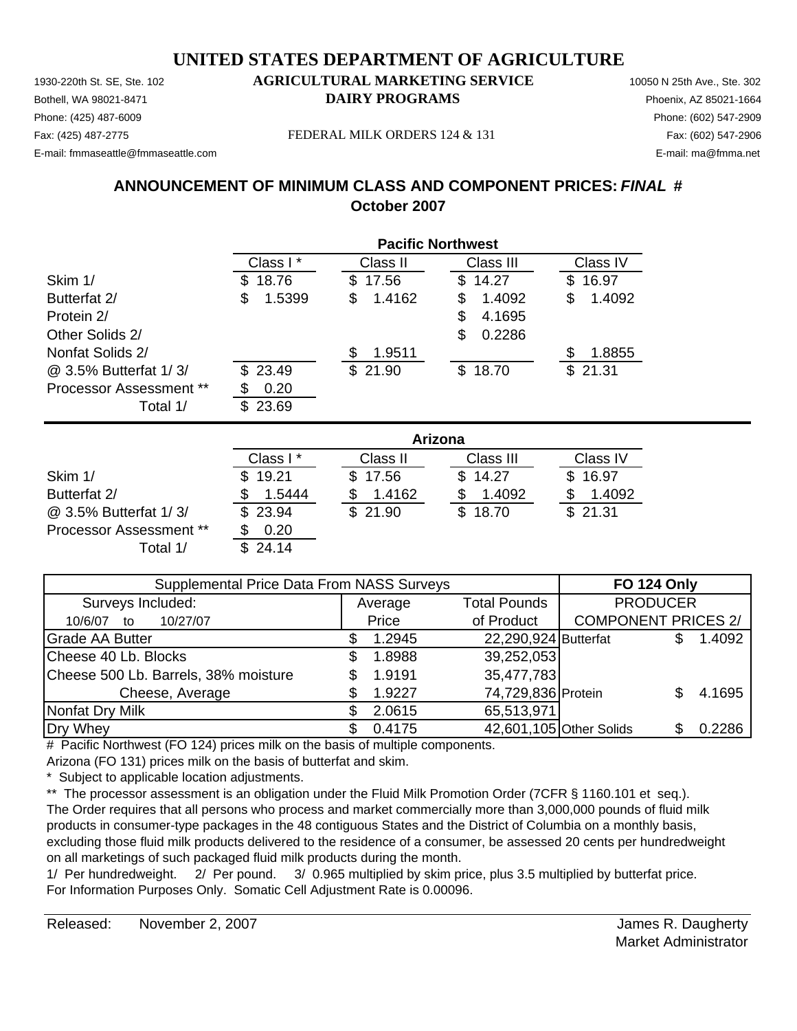# UNITED STATES DEPARTMENT OF AGRICULTURE

## AGRICULTURAL MARKETING SERVICE
## DAIRY PROGRAMS

1930-220th St. SE, Ste. 102
Bothell, WA 98021-8471
Phone: (425) 487-6009
Fax: (425) 487-2775
E-mail: fmmaseattle@fmmaseattle.com

FEDERAL MILK ORDERS 124 & 131

10050 N 25th Ave., Ste. 302
Phoenix, AZ 85021-1664
Phone: (602) 547-2909
Fax: (602) 547-2906
E-mail: ma@fmma.net

### ANNOUNCEMENT OF MINIMUM CLASS AND COMPONENT PRICES: *FINAL* #
### October 2007

| Pacific Northwest | Class I * | Class II | Class III | Class IV |
|---|---|---|---|---|
| Skim 1/ | $ 18.76 | $ 17.56 | $ 14.27 | $ 16.97 |
| Butterfat 2/ | $ 1.5399 | $ 1.4162 | $ 1.4092 | $ 1.4092 |
| Protein 2/ | | | $ 4.1695 | |
| Other Solids 2/ | | | $ 0.2286 | |
| Nonfat Solids 2/ | | $ 1.9511 | | $ 1.8855 |
| @ 3.5% Butterfat 1/ 3/ | $ 23.49 | $ 21.90 | $ 18.70 | $ 21.31 |
| Processor Assessment ** | $ 0.20 | | | |
| Total 1/ | $ 23.69 | | | |

| Arizona | Class I * | Class II | Class III | Class IV |
|---|---|---|---|---|
| Skim 1/ | $ 19.21 | $ 17.56 | $ 14.27 | $ 16.97 |
| Butterfat 2/ | $ 1.5444 | $ 1.4162 | $ 1.4092 | $ 1.4092 |
| @ 3.5% Butterfat 1/ 3/ | $ 23.94 | $ 21.90 | $ 18.70 | $ 21.31 |
| Processor Assessment ** | $ 0.20 | | | |
| Total 1/ | $ 24.14 | | | |

| Supplemental Price Data From NASS Surveys | | | FO 124 Only | |
|---|---|---|---|---|
| Surveys Included: | Average | Total Pounds | PRODUCER | |
| 10/6/07 to 10/27/07 | Price | of Product | COMPONENT PRICES 2/ | |
| Grade AA Butter | $ 1.2945 | 22,290,924 | Butterfat | $ 1.4092 |
| Cheese 40 Lb. Blocks | $ 1.8988 | 39,252,053 | | |
| Cheese 500 Lb. Barrels, 38% moisture | $ 1.9191 | 35,477,783 | | |
| Cheese, Average | $ 1.9227 | 74,729,836 | Protein | $ 4.1695 |
| Nonfat Dry Milk | $ 2.0615 | 65,513,971 | | |
| Dry Whey | $ 0.4175 | 42,601,105 | Other Solids | $ 0.2286 |

# Pacific Northwest (FO 124) prices milk on the basis of multiple components.
Arizona (FO 131) prices milk on the basis of butterfat and skim.

\* Subject to applicable location adjustments.

** The processor assessment is an obligation under the Fluid Milk Promotion Order (7CFR § 1160.101 et seq.). The Order requires that all persons who process and market commercially more than 3,000,000 pounds of fluid milk products in consumer-type packages in the 48 contiguous States and the District of Columbia on a monthly basis, excluding those fluid milk products delivered to the residence of a consumer, be assessed 20 cents per hundredweight on all marketings of such packaged fluid milk products during the month.

1/ Per hundredweight. 2/ Per pound. 3/ 0.965 multiplied by skim price, plus 3.5 multiplied by butterfat price.
For Information Purposes Only. Somatic Cell Adjustment Rate is 0.00096.

Released: November 2, 2007

James R. Daugherty
Market Administrator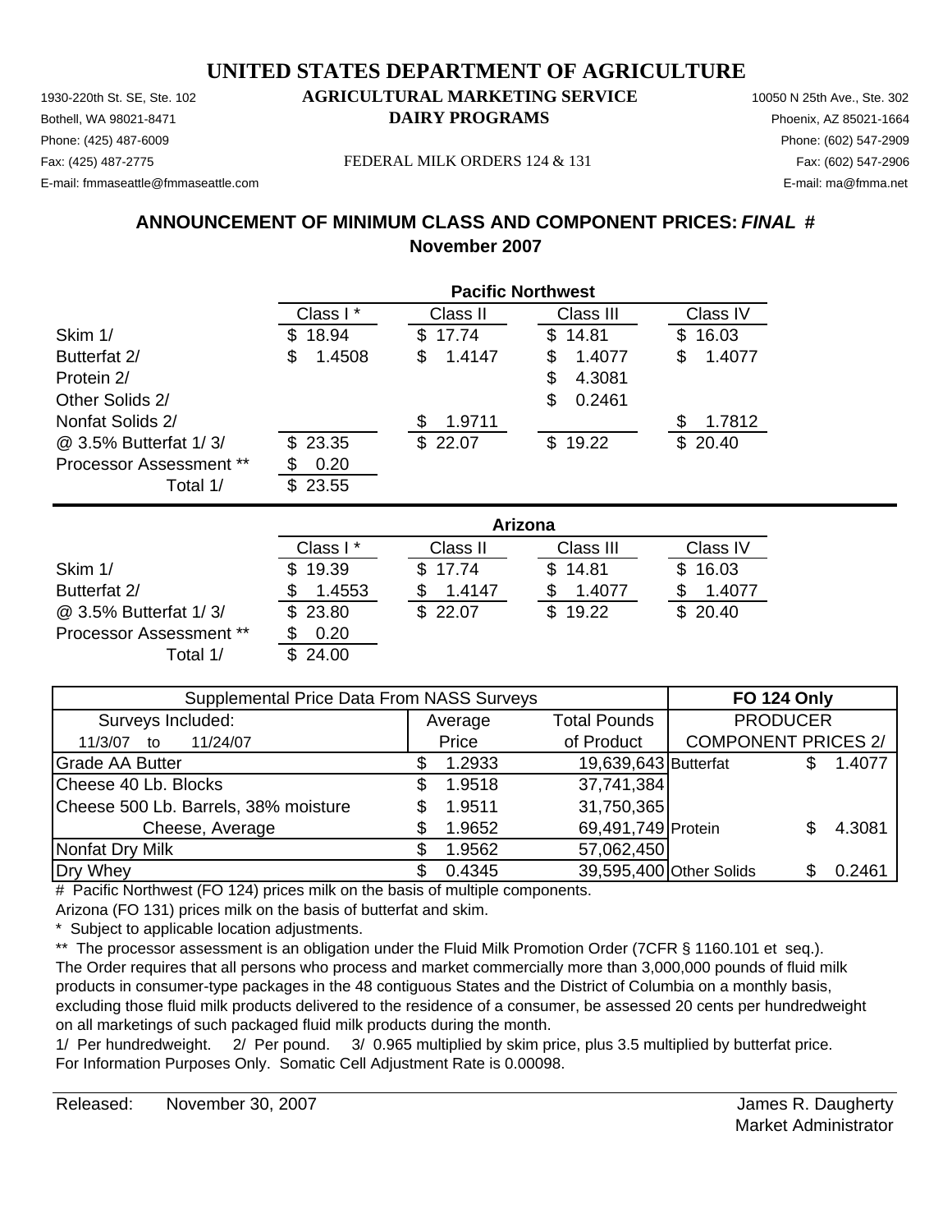# UNITED STATES DEPARTMENT OF AGRICULTURE

## AGRICULTURAL MARKETING SERVICE
## DAIRY PROGRAMS

1930-220th St. SE, Ste. 102
Bothell, WA 98021-8471
Phone: (425) 487-6009
Fax: (425) 487-2775
E-mail: fmmaseattle@fmmaseattle.com

10050 N 25th Ave., Ste. 302
Phoenix, AZ 85021-1664
Phone: (602) 547-2909
Fax: (602) 547-2906
E-mail: ma@fmma.net

FEDERAL MILK ORDERS 124 & 131

## ANNOUNCEMENT OF MINIMUM CLASS AND COMPONENT PRICES: *FINAL* #
## November 2007

| | Pacific Northwest | | | |
|---|---|---|---|---|
| | Class I * | Class II | Class III | Class IV |
| Skim 1/ | $ 18.94 | $ 17.74 | $ 14.81 | $ 16.03 |
| Butterfat 2/ | $ 1.4508 | $ 1.4147 | $ 1.4077 | $ 1.4077 |
| Protein 2/ | | | $ 4.3081 | |
| Other Solids 2/ | | | $ 0.2461 | |
| Nonfat Solids 2/ | | $ 1.9711 | | $ 1.7812 |
| @ 3.5% Butterfat 1/ 3/ | $ 23.35 | $ 22.07 | $ 19.22 | $ 20.40 |
| Processor Assessment ** | $ 0.20 | | | |
| Total 1/ | $ 23.55 | | | |

| | Arizona | | | |
|---|---|---|---|---|
| | Class I * | Class II | Class III | Class IV |
| Skim 1/ | $ 19.39 | $ 17.74 | $ 14.81 | $ 16.03 |
| Butterfat 2/ | $ 1.4553 | $ 1.4147 | $ 1.4077 | $ 1.4077 |
| @ 3.5% Butterfat 1/ 3/ | $ 23.80 | $ 22.07 | $ 19.22 | $ 20.40 |
| Processor Assessment ** | $ 0.20 | | | |
| Total 1/ | $ 24.00 | | | |

| Supplemental Price Data From NASS Surveys | | | FO 124 Only | |
|---|---|---|---|---|
| Surveys Included: | Average | Total Pounds | PRODUCER | |
| 11/3/07 to 11/24/07 | Price | of Product | COMPONENT PRICES 2/ | |
| Grade AA Butter | $ 1.2933 | 19,639,643 | Butterfat | $ 1.4077 |
| Cheese 40 Lb. Blocks | $ 1.9518 | 37,741,384 | | |
| Cheese 500 Lb. Barrels, 38% moisture | $ 1.9511 | 31,750,365 | | |
| Cheese, Average | $ 1.9652 | 69,491,749 | Protein | $ 4.3081 |
| Nonfat Dry Milk | $ 1.9562 | 57,062,450 | | |
| Dry Whey | $ 0.4345 | 39,595,400 | Other Solids | $ 0.2461 |

# Pacific Northwest (FO 124) prices milk on the basis of multiple components.
Arizona (FO 131) prices milk on the basis of butterfat and skim.

\* Subject to applicable location adjustments.

** The processor assessment is an obligation under the Fluid Milk Promotion Order (7CFR § 1160.101 et seq.). The Order requires that all persons who process and market commercially more than 3,000,000 pounds of fluid milk products in consumer-type packages in the 48 contiguous States and the District of Columbia on a monthly basis, excluding those fluid milk products delivered to the residence of a consumer, be assessed 20 cents per hundredweight on all marketings of such packaged fluid milk products during the month.

1/ Per hundredweight. 2/ Per pound. 3/ 0.965 multiplied by skim price, plus 3.5 multiplied by butterfat price.
For Information Purposes Only. Somatic Cell Adjustment Rate is 0.00098.

Released: November 30, 2007

James R. Daugherty
Market Administrator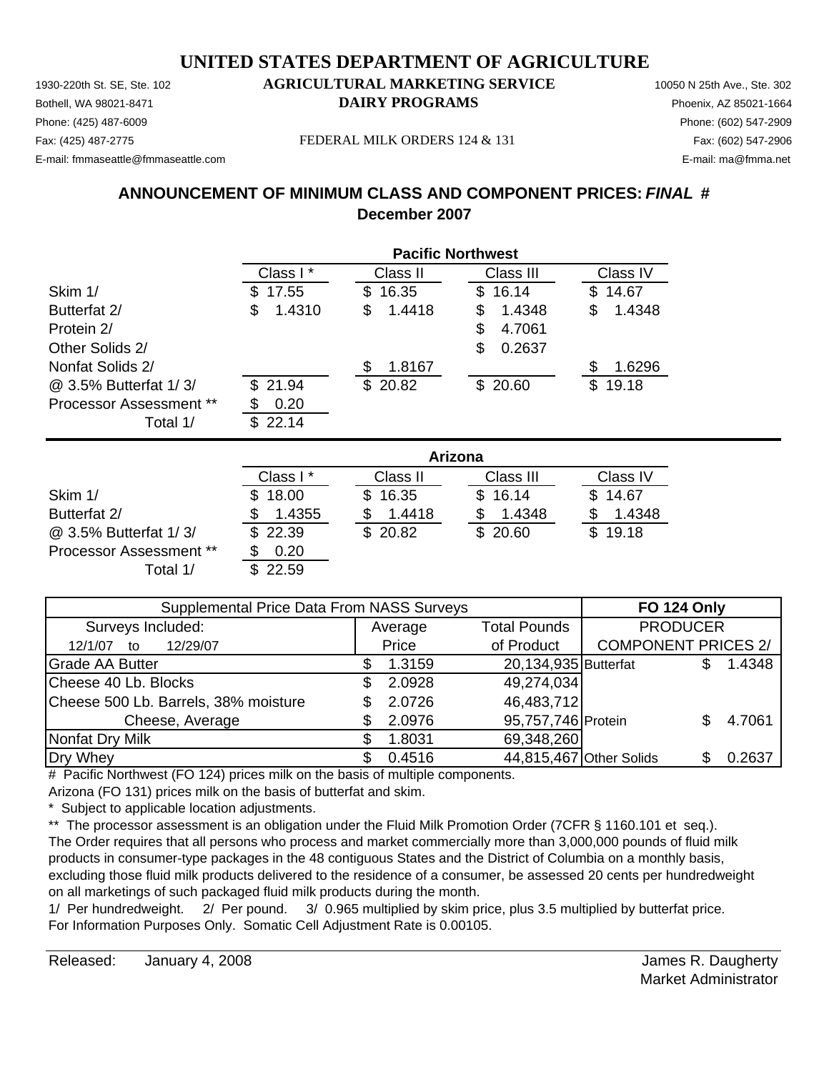# UNITED STATES DEPARTMENT OF AGRICULTURE

## AGRICULTURAL MARKETING SERVICE
## DAIRY PROGRAMS

1930-220th St. SE, Ste. 102
Bothell, WA 98021-8471
Phone: (425) 487-6009
Fax: (425) 487-2775
E-mail: fmmaseattle@fmmaseattle.com

10050 N 25th Ave., Ste. 302
Phoenix, AZ 85021-1664
Phone: (602) 547-2909
Fax: (602) 547-2906
E-mail: ma@fmma.net

FEDERAL MILK ORDERS 124 & 131

## ANNOUNCEMENT OF MINIMUM CLASS AND COMPONENT PRICES: *FINAL* #
## December 2007

**Pacific Northwest**

| | Class I * | Class II | Class III | Class IV |
|---|---|---|---|---|
| Skim 1/ | $ 17.55 | $ 16.35 | $ 16.14 | $ 14.67 |
| Butterfat 2/ | $ 1.4310 | $ 1.4418 | $ 1.4348 | $ 1.4348 |
| Protein 2/ | | | $ 4.7061 | |
| Other Solids 2/ | | | $ 0.2637 | |
| Nonfat Solids 2/ | | $ 1.8167 | | $ 1.6296 |
| @ 3.5% Butterfat 1/ 3/ | $ 21.94 | $ 20.82 | $ 20.60 | $ 19.18 |
| Processor Assessment ** | $ 0.20 | | | |
| Total 1/ | $ 22.14 | | | |

**Arizona**

| | Class I * | Class II | Class III | Class IV |
|---|---|---|---|---|
| Skim 1/ | $ 18.00 | $ 16.35 | $ 16.14 | $ 14.67 |
| Butterfat 2/ | $ 1.4355 | $ 1.4418 | $ 1.4348 | $ 1.4348 |
| @ 3.5% Butterfat 1/ 3/ | $ 22.39 | $ 20.82 | $ 20.60 | $ 19.18 |
| Processor Assessment ** | $ 0.20 | | | |
| Total 1/ | $ 22.59 | | | |

| Supplemental Price Data From NASS Surveys | | | **FO 124 Only** | |
|---|---|---|---|---|
| Surveys Included: | Average | Total Pounds | PRODUCER | |
| 12/1/07 to 12/29/07 | Price | of Product | COMPONENT PRICES 2/ | |
| Grade AA Butter | $ 1.3159 | 20,134,935 | Butterfat | $ 1.4348 |
| Cheese 40 Lb. Blocks | $ 2.0928 | 49,274,034 | | |
| Cheese 500 Lb. Barrels, 38% moisture | $ 2.0726 | 46,483,712 | | |
| Cheese, Average | $ 2.0976 | 95,757,746 | Protein | $ 4.7061 |
| Nonfat Dry Milk | $ 1.8031 | 69,348,260 | | |
| Dry Whey | $ 0.4516 | 44,815,467 | Other Solids | $ 0.2637 |

# Pacific Northwest (FO 124) prices milk on the basis of multiple components.
Arizona (FO 131) prices milk on the basis of butterfat and skim.
* Subject to applicable location adjustments.
** The processor assessment is an obligation under the Fluid Milk Promotion Order (7CFR § 1160.101 et seq.). The Order requires that all persons who process and market commercially more than 3,000,000 pounds of fluid milk products in consumer-type packages in the 48 contiguous States and the District of Columbia on a monthly basis, excluding those fluid milk products delivered to the residence of a consumer, be assessed 20 cents per hundredweight on all marketings of such packaged fluid milk products during the month.
1/ Per hundredweight. 2/ Per pound. 3/ 0.965 multiplied by skim price, plus 3.5 multiplied by butterfat price.
For Information Purposes Only. Somatic Cell Adjustment Rate is 0.00105.

Released: January 4, 2008

James R. Daugherty
Market Administrator